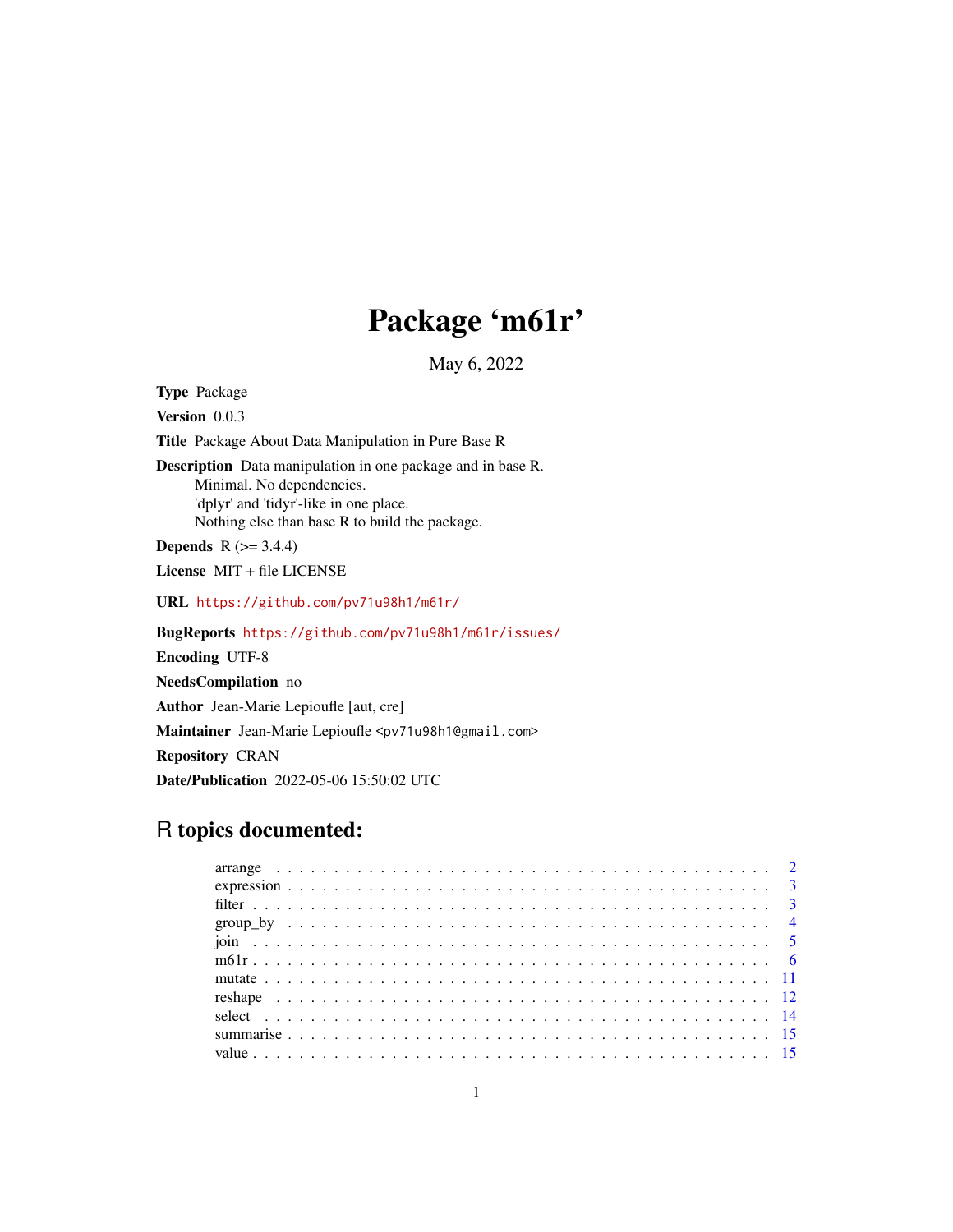# Package 'm61r'

May 6, 2022

**Type** Package

**Version** 0.0.3

**Title** Package About Data Manipulation in Pure Base R

**Description** Data manipulation in one package and in base R.
Minimal. No dependencies.
'dplyr' and 'tidyr'-like in one place.
Nothing else than base R to build the package.

**Depends** R (>= 3.4.4)

**License** MIT + file LICENSE

**URL** https://github.com/pv71u98h1/m61r/

**BugReports** https://github.com/pv71u98h1/m61r/issues/

**Encoding** UTF-8

**NeedsCompilation** no

**Author** Jean-Marie Lepioufle [aut, cre]

**Maintainer** Jean-Marie Lepioufle <pv71u98h1@gmail.com>

**Repository** CRAN

**Date/Publication** 2022-05-06 15:50:02 UTC

## R topics documented:

- arrange . . . . . . . . . . . . . . . . . . . . . . . . . . . . . . . . . . . . . . . . . . 2
- expression . . . . . . . . . . . . . . . . . . . . . . . . . . . . . . . . . . . . . . . . 3
- filter . . . . . . . . . . . . . . . . . . . . . . . . . . . . . . . . . . . . . . . . . . . 3
- group_by . . . . . . . . . . . . . . . . . . . . . . . . . . . . . . . . . . . . . . . . 4
- join . . . . . . . . . . . . . . . . . . . . . . . . . . . . . . . . . . . . . . . . . . . . 5
- m61r . . . . . . . . . . . . . . . . . . . . . . . . . . . . . . . . . . . . . . . . . . . 6
- mutate . . . . . . . . . . . . . . . . . . . . . . . . . . . . . . . . . . . . . . . . . . 11
- reshape . . . . . . . . . . . . . . . . . . . . . . . . . . . . . . . . . . . . . . . . . 12
- select . . . . . . . . . . . . . . . . . . . . . . . . . . . . . . . . . . . . . . . . . . 14
- summarise . . . . . . . . . . . . . . . . . . . . . . . . . . . . . . . . . . . . . . . 15
- value . . . . . . . . . . . . . . . . . . . . . . . . . . . . . . . . . . . . . . . . . . . 15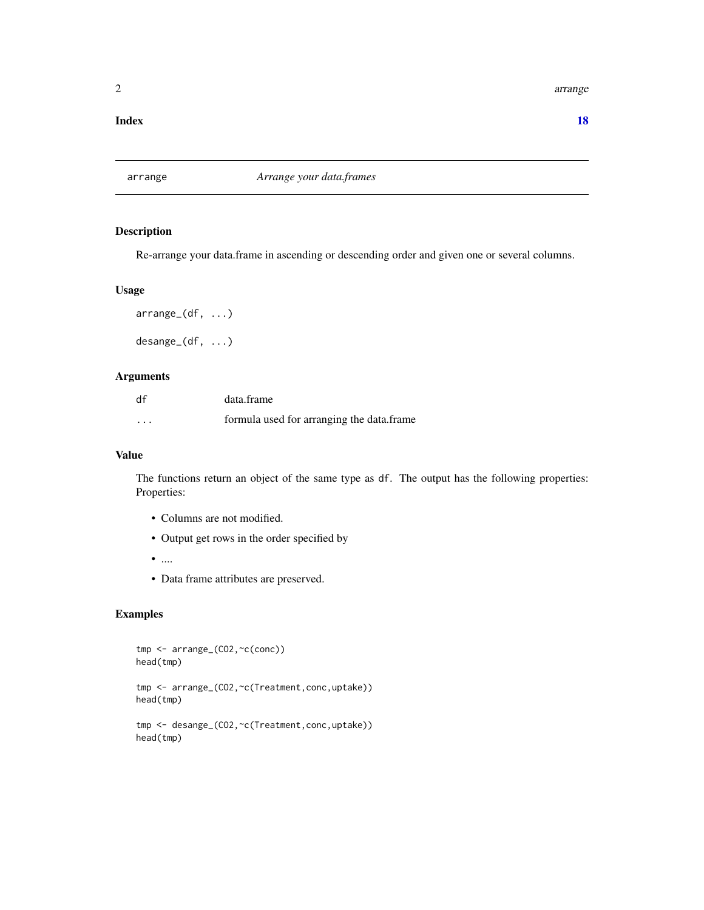**Index** **18**

---

`arrange` *Arrange your data.frames*

---

## Description

Re-arrange your data.frame in ascending or descending order and given one or several columns.

## Usage

```
arrange_(df, ...)

desange_(df, ...)
```

## Arguments

| | |
|---|---|
| `df` | data.frame |
| `...` | formula used for arranging the data.frame |

## Value

The functions return an object of the same type as `df`. The output has the following properties: Properties:

- Columns are not modified.
- Output get rows in the order specified by
- ....
- Data frame attributes are preserved.

## Examples

```
tmp <- arrange_(CO2,~c(conc))
head(tmp)

tmp <- arrange_(CO2,~c(Treatment,conc,uptake))
head(tmp)

tmp <- desange_(CO2,~c(Treatment,conc,uptake))
head(tmp)
```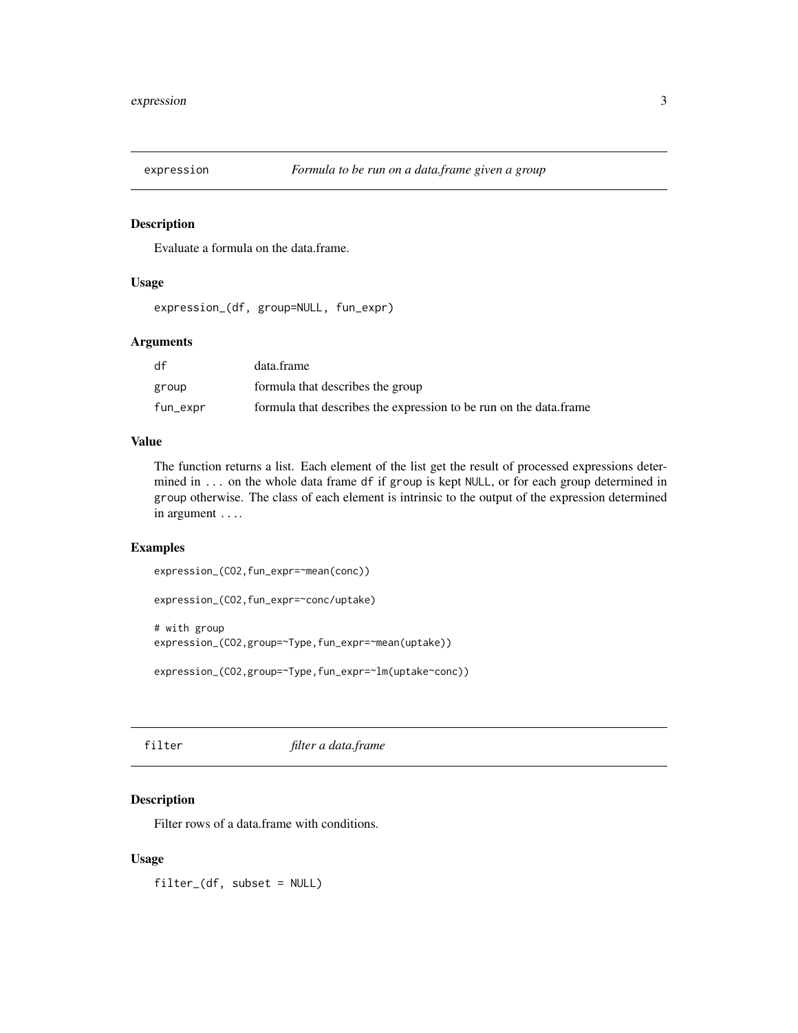## expression — *Formula to be run on a data.frame given a group*

### Description

Evaluate a formula on the data.frame.

### Usage

```
expression_(df, group=NULL, fun_expr)
```

### Arguments

| | |
|---|---|
| df | data.frame |
| group | formula that describes the group |
| fun_expr | formula that describes the expression to be run on the data.frame |

### Value

The function returns a list. Each element of the list get the result of processed expressions determined in `...` on the whole data frame `df` if `group` is kept `NULL`, or for each group determined in `group` otherwise. The class of each element is intrinsic to the output of the expression determined in argument `...`.

### Examples

```
expression_(CO2,fun_expr=~mean(conc))

expression_(CO2,fun_expr=~conc/uptake)

# with group
expression_(CO2,group=~Type,fun_expr=~mean(uptake))

expression_(CO2,group=~Type,fun_expr=~lm(uptake~conc))
```

## filter — *filter a data.frame*

### Description

Filter rows of a data.frame with conditions.

### Usage

```
filter_(df, subset = NULL)
```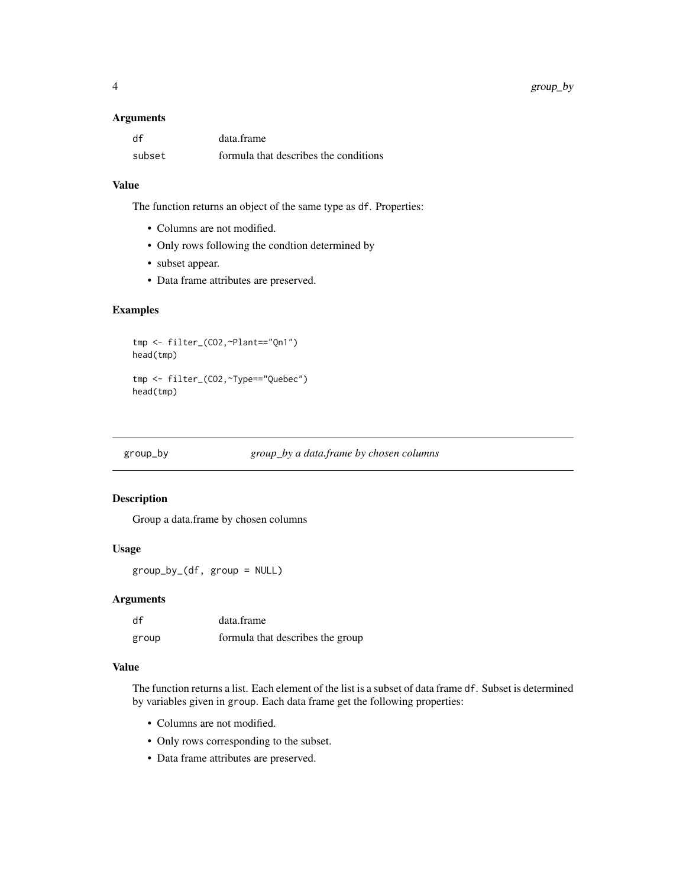### Arguments

| | |
|---|---|
| df | data.frame |
| subset | formula that describes the conditions |

### Value

The function returns an object of the same type as `df`. Properties:

- Columns are not modified.
- Only rows following the condtion determined by
- subset appear.
- Data frame attributes are preserved.

### Examples

```
tmp <- filter_(CO2,~Plant=="Qn1")
head(tmp)

tmp <- filter_(CO2,~Type=="Quebec")
head(tmp)
```

---

## group_by    *group_by a data.frame by chosen columns*

---

### Description

Group a data.frame by chosen columns

### Usage

```
group_by_(df, group = NULL)
```

### Arguments

| | |
|---|---|
| df | data.frame |
| group | formula that describes the group |

### Value

The function returns a list. Each element of the list is a subset of data frame `df`. Subset is determined by variables given in `group`. Each data frame get the following properties:

- Columns are not modified.
- Only rows corresponding to the subset.
- Data frame attributes are preserved.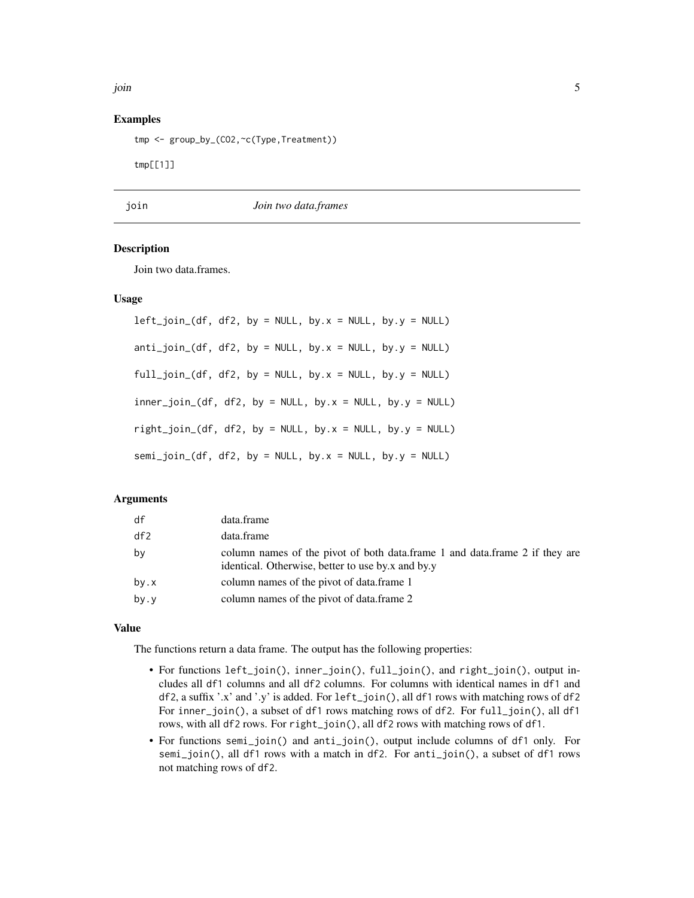### Examples

```
tmp <- group_by_(CO2,~c(Type,Treatment))

tmp[[1]]
```

## join — *Join two data.frames*

### Description

Join two data.frames.

### Usage

```
left_join_(df, df2, by = NULL, by.x = NULL, by.y = NULL)

anti_join_(df, df2, by = NULL, by.x = NULL, by.y = NULL)

full_join_(df, df2, by = NULL, by.x = NULL, by.y = NULL)

inner_join_(df, df2, by = NULL, by.x = NULL, by.y = NULL)

right_join_(df, df2, by = NULL, by.x = NULL, by.y = NULL)

semi_join_(df, df2, by = NULL, by.x = NULL, by.y = NULL)
```

### Arguments

| | |
|---|---|
| df | data.frame |
| df2 | data.frame |
| by | column names of the pivot of both data.frame 1 and data.frame 2 if they are identical. Otherwise, better to use by.x and by.y |
| by.x | column names of the pivot of data.frame 1 |
| by.y | column names of the pivot of data.frame 2 |

### Value

The functions return a data frame. The output has the following properties:

- For functions `left_join()`, `inner_join()`, `full_join()`, and `right_join()`, output includes all `df1` columns and all `df2` columns. For columns with identical names in `df1` and `df2`, a suffix '.x' and '.y' is added. For `left_join()`, all `df1` rows with matching rows of `df2` For `inner_join()`, a subset of `df1` rows matching rows of `df2`. For `full_join()`, all `df1` rows, with all `df2` rows. For `right_join()`, all `df2` rows with matching rows of `df1`.
- For functions `semi_join()` and `anti_join()`, output include columns of `df1` only. For `semi_join()`, all `df1` rows with a match in `df2`. For `anti_join()`, a subset of `df1` rows not matching rows of `df2`.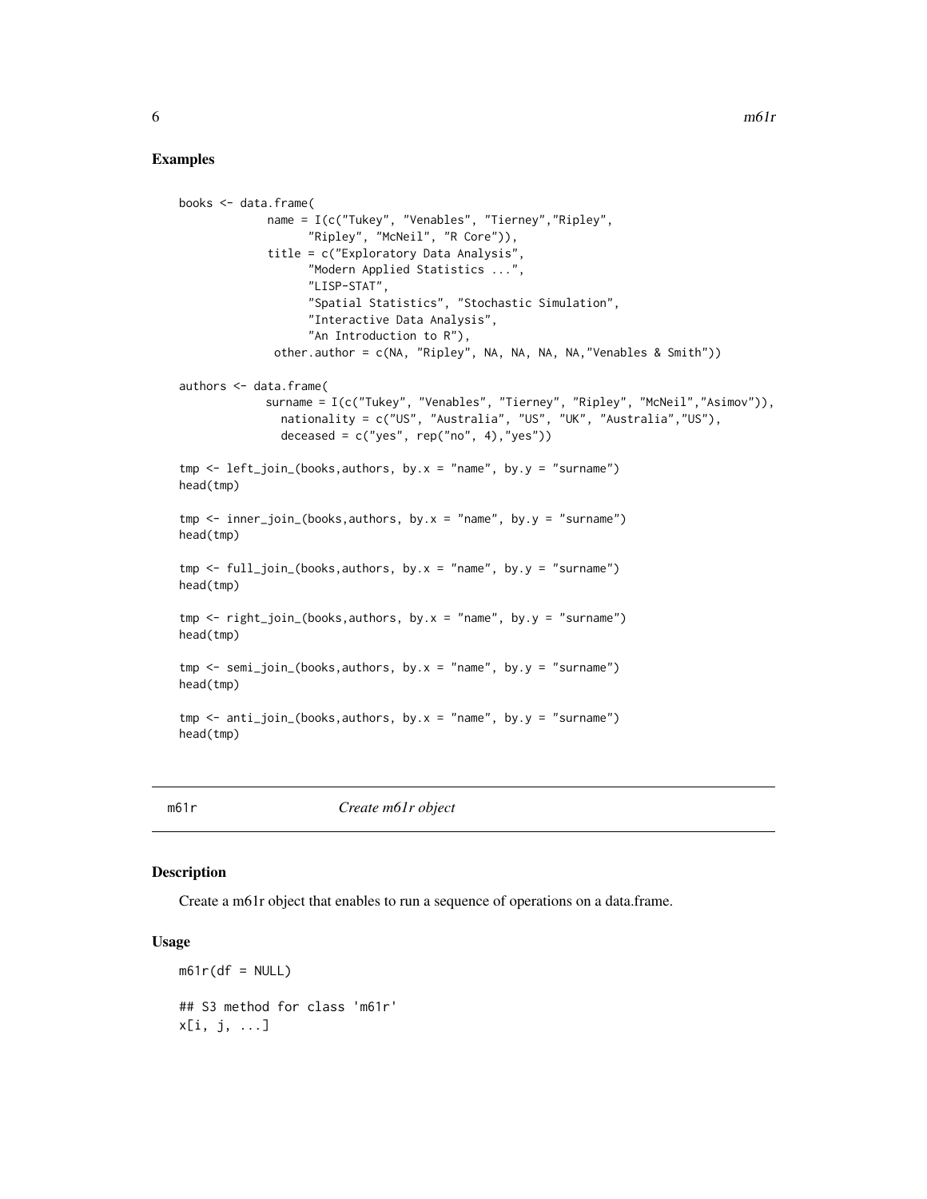### Examples

```
books <- data.frame(
             name = I(c("Tukey", "Venables", "Tierney","Ripley",
                  "Ripley", "McNeil", "R Core")),
             title = c("Exploratory Data Analysis",
                  "Modern Applied Statistics ...",
                  "LISP-STAT",
                  "Spatial Statistics", "Stochastic Simulation",
                  "Interactive Data Analysis",
                  "An Introduction to R"),
              other.author = c(NA, "Ripley", NA, NA, NA, NA,"Venables & Smith"))

authors <- data.frame(
             surname = I(c("Tukey", "Venables", "Tierney", "Ripley", "McNeil","Asimov")),
               nationality = c("US", "Australia", "US", "UK", "Australia","US"),
               deceased = c("yes", rep("no", 4),"yes"))

tmp <- left_join_(books,authors, by.x = "name", by.y = "surname")
head(tmp)

tmp <- inner_join_(books,authors, by.x = "name", by.y = "surname")
head(tmp)

tmp <- full_join_(books,authors, by.x = "name", by.y = "surname")
head(tmp)

tmp <- right_join_(books,authors, by.x = "name", by.y = "surname")
head(tmp)

tmp <- semi_join_(books,authors, by.x = "name", by.y = "surname")
head(tmp)

tmp <- anti_join_(books,authors, by.x = "name", by.y = "surname")
head(tmp)
```

---

## m61r — *Create m61r object*

### Description

Create a m61r object that enables to run a sequence of operations on a data.frame.

### Usage

```
m61r(df = NULL)

## S3 method for class 'm61r'
x[i, j, ...]
```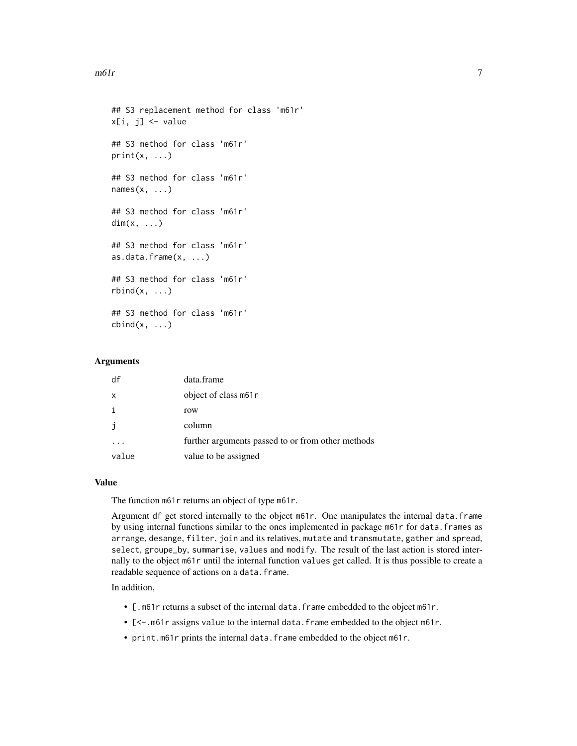```
## S3 replacement method for class 'm61r'
x[i, j] <- value

## S3 method for class 'm61r'
print(x, ...)

## S3 method for class 'm61r'
names(x, ...)

## S3 method for class 'm61r'
dim(x, ...)

## S3 method for class 'm61r'
as.data.frame(x, ...)

## S3 method for class 'm61r'
rbind(x, ...)

## S3 method for class 'm61r'
cbind(x, ...)
```

## Arguments

| | |
|---|---|
| df | data.frame |
| x | object of class m61r |
| i | row |
| j | column |
| ... | further arguments passed to or from other methods |
| value | value to be assigned |

## Value

The function m61r returns an object of type m61r.

Argument df get stored internally to the object m61r. One manipulates the internal data.frame by using internal functions similar to the ones implemented in package m61r for data.frames as arrange, desange, filter, join and its relatives, mutate and transmutate, gather and spread, select, groupe_by, summarise, values and modify. The result of the last action is stored internally to the object m61r until the internal function values get called. It is thus possible to create a readable sequence of actions on a data.frame.

In addition,

- [.m61r returns a subset of the internal data.frame embedded to the object m61r.
- [<-.m61r assigns value to the internal data.frame embedded to the object m61r.
- print.m61r prints the internal data.frame embedded to the object m61r.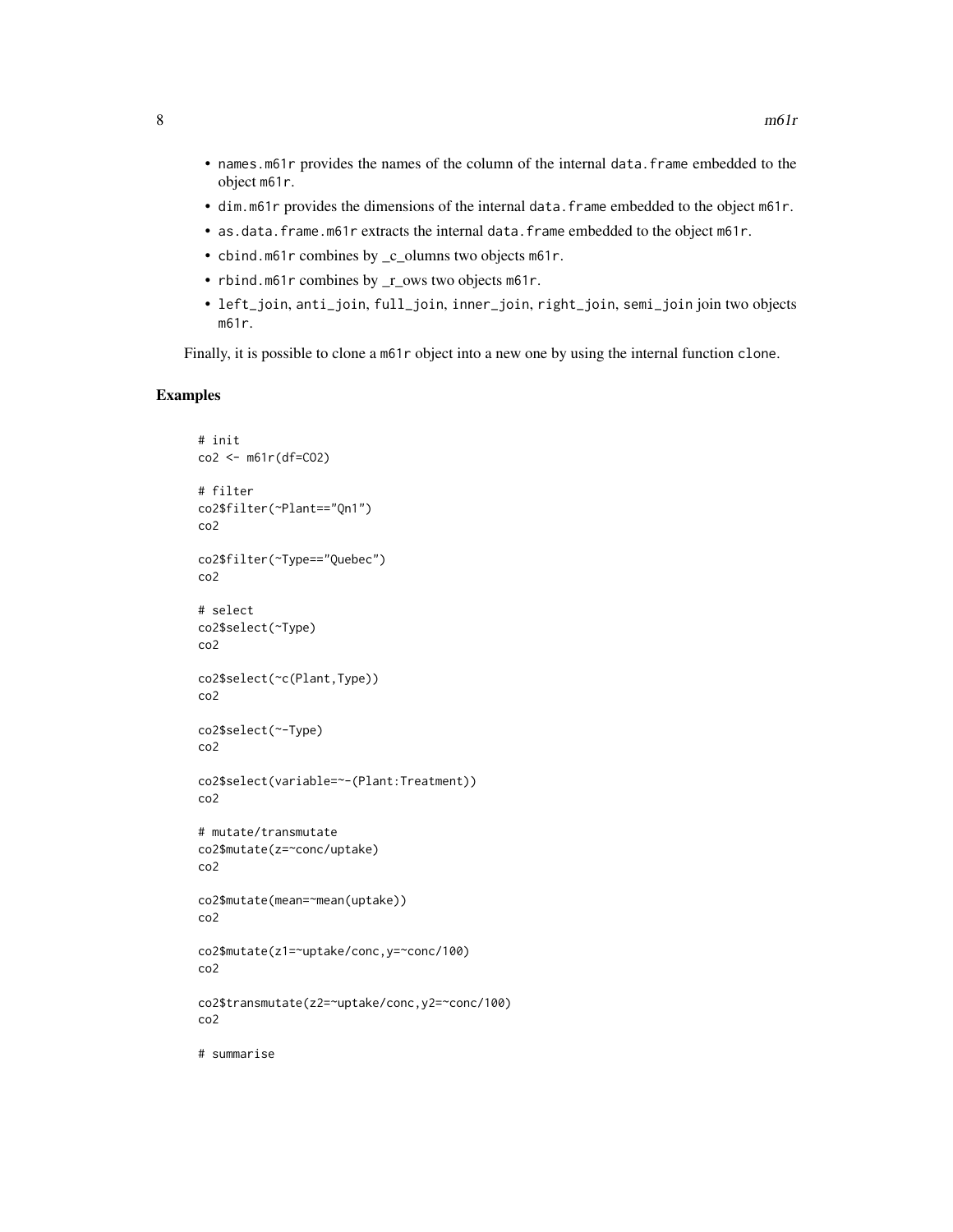- `names.m61r` provides the names of the column of the internal `data.frame` embedded to the object `m61r`.
- `dim.m61r` provides the dimensions of the internal `data.frame` embedded to the object `m61r`.
- `as.data.frame.m61r` extracts the internal `data.frame` embedded to the object `m61r`.
- `cbind.m61r` combines by _c_olumns two objects `m61r`.
- `rbind.m61r` combines by _r_ows two objects `m61r`.
- `left_join`, `anti_join`, `full_join`, `inner_join`, `right_join`, `semi_join` join two objects `m61r`.

Finally, it is possible to clone a `m61r` object into a new one by using the internal function `clone`.

## Examples

```
# init
co2 <- m61r(df=CO2)

# filter
co2$filter(~Plant=="Qn1")
co2

co2$filter(~Type=="Quebec")
co2

# select
co2$select(~Type)
co2

co2$select(~c(Plant,Type))
co2

co2$select(~-Type)
co2

co2$select(variable=~-(Plant:Treatment))
co2

# mutate/transmutate
co2$mutate(z=~conc/uptake)
co2

co2$mutate(mean=~mean(uptake))
co2

co2$mutate(z1=~uptake/conc,y=~conc/100)
co2

co2$transmutate(z2=~uptake/conc,y2=~conc/100)
co2

# summarise
```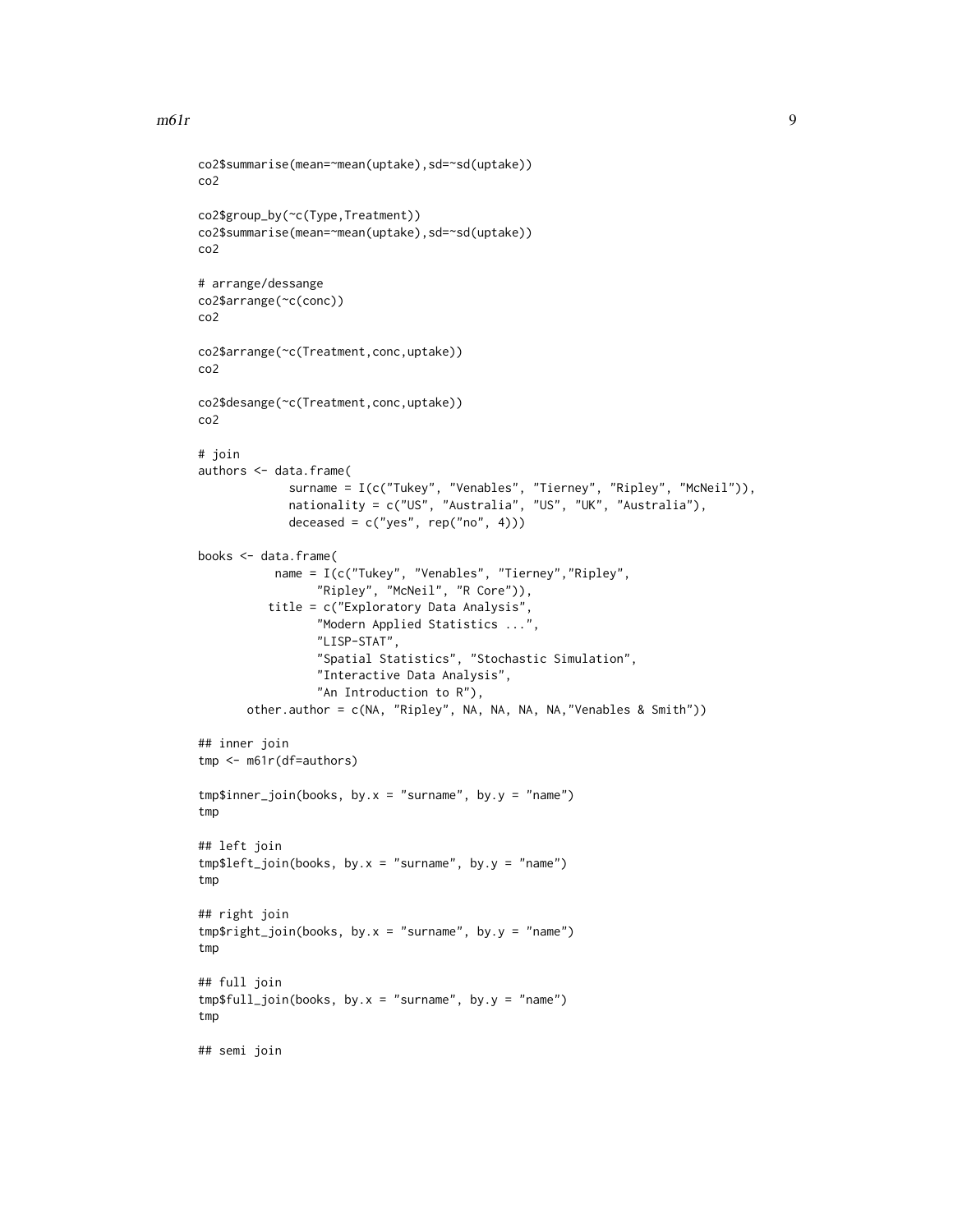```
co2$summarise(mean=~mean(uptake),sd=~sd(uptake))
co2

co2$group_by(~c(Type,Treatment))
co2$summarise(mean=~mean(uptake),sd=~sd(uptake))
co2

# arrange/dessange
co2$arrange(~c(conc))
co2

co2$arrange(~c(Treatment,conc,uptake))
co2

co2$desange(~c(Treatment,conc,uptake))
co2

# join
authors <- data.frame(
             surname = I(c("Tukey", "Venables", "Tierney", "Ripley", "McNeil")),
             nationality = c("US", "Australia", "US", "UK", "Australia"),
             deceased = c("yes", rep("no", 4)))

books <- data.frame(
           name = I(c("Tukey", "Venables", "Tierney","Ripley",
                 "Ripley", "McNeil", "R Core")),
          title = c("Exploratory Data Analysis",
                 "Modern Applied Statistics ...",
                 "LISP-STAT",
                 "Spatial Statistics", "Stochastic Simulation",
                 "Interactive Data Analysis",
                 "An Introduction to R"),
       other.author = c(NA, "Ripley", NA, NA, NA, NA,"Venables & Smith"))

## inner join
tmp <- m61r(df=authors)

tmp$inner_join(books, by.x = "surname", by.y = "name")
tmp

## left join
tmp$left_join(books, by.x = "surname", by.y = "name")
tmp

## right join
tmp$right_join(books, by.x = "surname", by.y = "name")
tmp

## full join
tmp$full_join(books, by.x = "surname", by.y = "name")
tmp

## semi join
```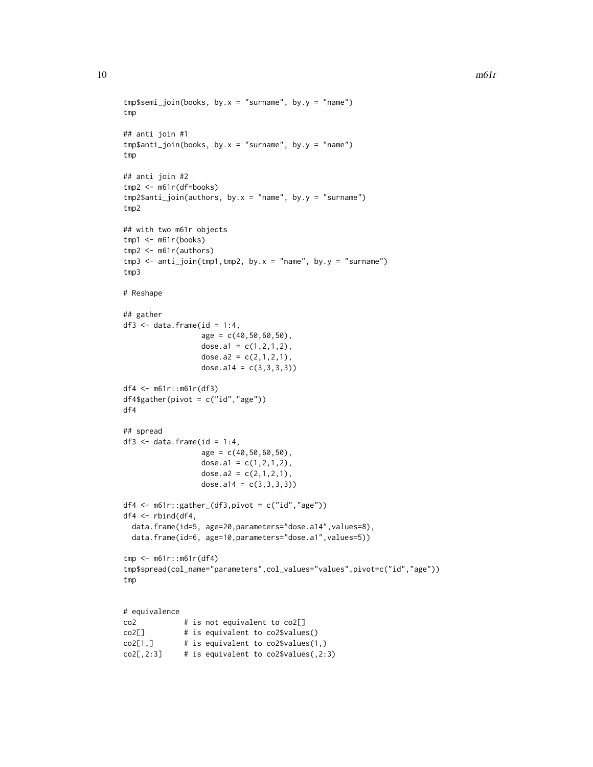```
tmp$semi_join(books, by.x = "surname", by.y = "name")
tmp

## anti join #1
tmp$anti_join(books, by.x = "surname", by.y = "name")
tmp

## anti join #2
tmp2 <- m61r(df=books)
tmp2$anti_join(authors, by.x = "name", by.y = "surname")
tmp2

## with two m61r objects
tmp1 <- m61r(books)
tmp2 <- m61r(authors)
tmp3 <- anti_join(tmp1,tmp2, by.x = "name", by.y = "surname")
tmp3

# Reshape

## gather
df3 <- data.frame(id = 1:4,
                  age = c(40,50,60,50),
                  dose.a1 = c(1,2,1,2),
                  dose.a2 = c(2,1,2,1),
                  dose.a14 = c(3,3,3,3))

df4 <- m61r::m61r(df3)
df4$gather(pivot = c("id","age"))
df4

## spread
df3 <- data.frame(id = 1:4,
                  age = c(40,50,60,50),
                  dose.a1 = c(1,2,1,2),
                  dose.a2 = c(2,1,2,1),
                  dose.a14 = c(3,3,3,3))

df4 <- m61r::gather_(df3,pivot = c("id","age"))
df4 <- rbind(df4,
  data.frame(id=5, age=20,parameters="dose.a14",values=8),
  data.frame(id=6, age=10,parameters="dose.a1",values=5))

tmp <- m61r::m61r(df4)
tmp$spread(col_name="parameters",col_values="values",pivot=c("id","age"))
tmp


# equivalence
co2           # is not equivalent to co2[]
co2[]         # is equivalent to co2$values()
co2[1,]       # is equivalent to co2$values(1,)
co2[,2:3]     # is equivalent to co2$values(,2:3)
```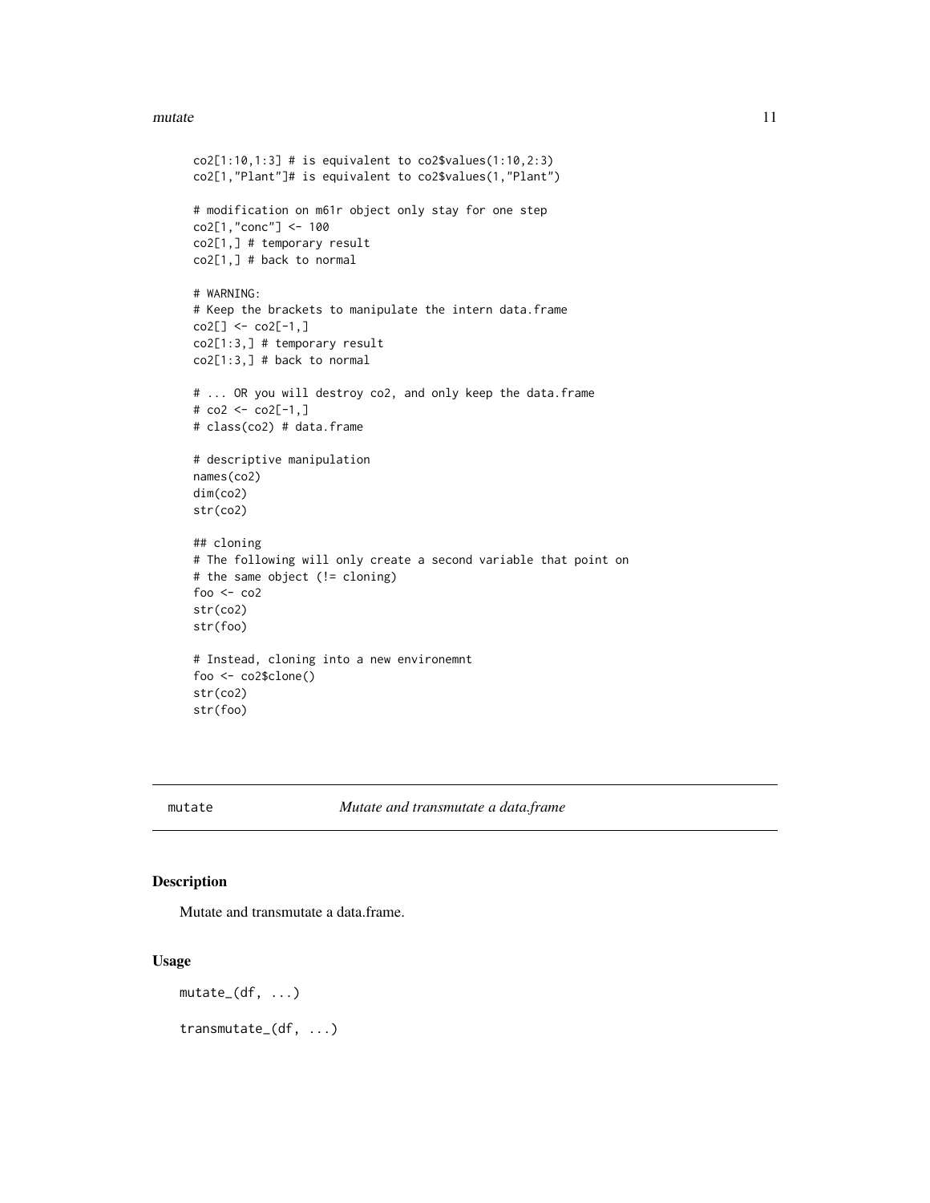```
co2[1:10,1:3] # is equivalent to co2$values(1:10,2:3)
co2[1,"Plant"]# is equivalent to co2$values(1,"Plant")

# modification on m61r object only stay for one step
co2[1,"conc"] <- 100
co2[1,] # temporary result
co2[1,] # back to normal

# WARNING:
# Keep the brackets to manipulate the intern data.frame
co2[] <- co2[-1,]
co2[1:3,] # temporary result
co2[1:3,] # back to normal

# ... OR you will destroy co2, and only keep the data.frame
# co2 <- co2[-1,]
# class(co2) # data.frame

# descriptive manipulation
names(co2)
dim(co2)
str(co2)

## cloning
# The following will only create a second variable that point on
# the same object (!= cloning)
foo <- co2
str(co2)
str(foo)

# Instead, cloning into a new environemnt
foo <- co2$clone()
str(co2)
str(foo)
```

---

## mutate — *Mutate and transmutate a data.frame*

---

### Description

Mutate and transmutate a data.frame.

### Usage

```
mutate_(df, ...)

transmutate_(df, ...)
```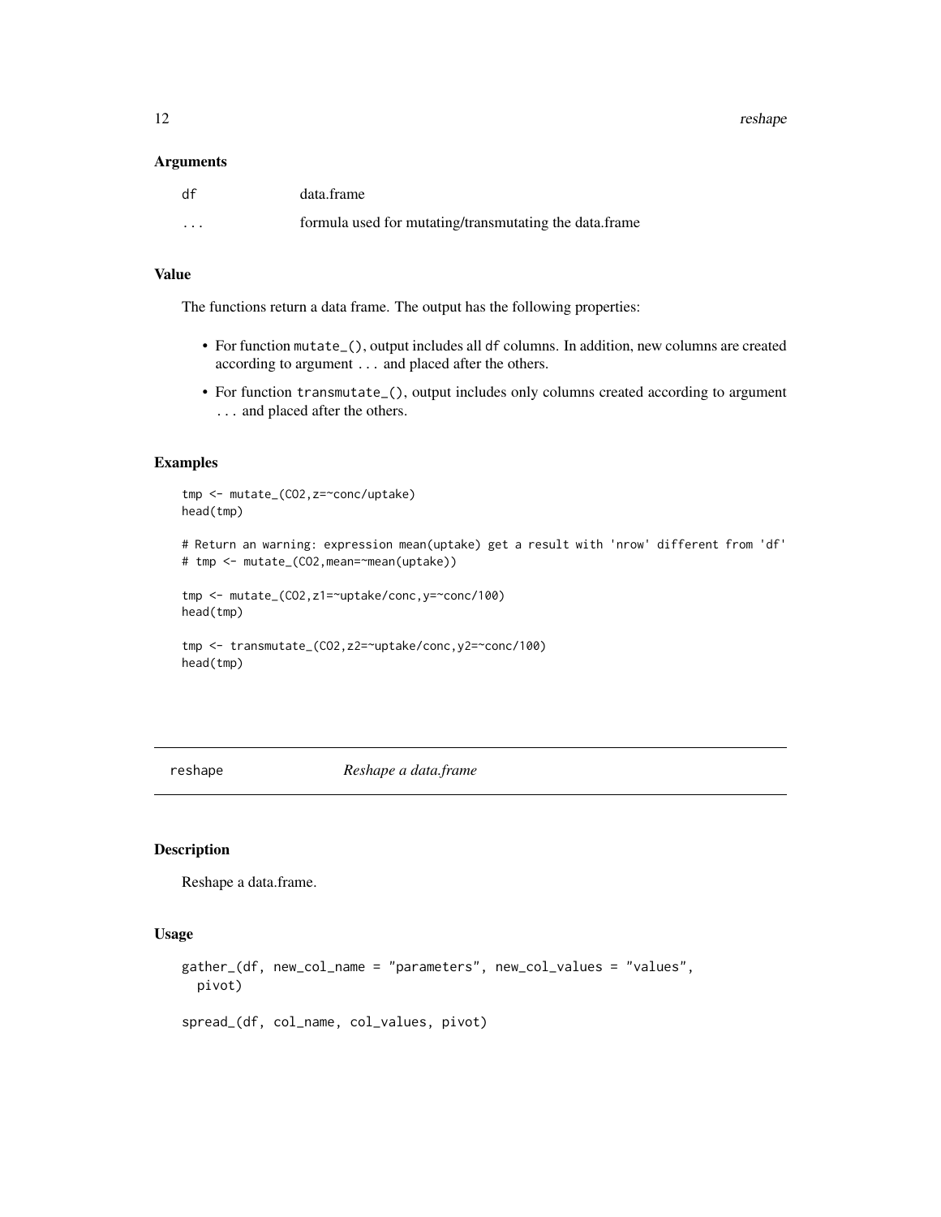### Arguments

| | |
|---|---|
| df | data.frame |
| ... | formula used for mutating/transmutating the data.frame |

### Value

The functions return a data frame. The output has the following properties:

- For function `mutate_()`, output includes all `df` columns. In addition, new columns are created according to argument `...` and placed after the others.
- For function `transmutate_()`, output includes only columns created according to argument `...` and placed after the others.

### Examples

```
tmp <- mutate_(CO2,z=~conc/uptake)
head(tmp)

# Return an warning: expression mean(uptake) get a result with 'nrow' different from 'df'
# tmp <- mutate_(CO2,mean=~mean(uptake))

tmp <- mutate_(CO2,z1=~uptake/conc,y=~conc/100)
head(tmp)

tmp <- transmutate_(CO2,z2=~uptake/conc,y2=~conc/100)
head(tmp)
```

---

## reshape — *Reshape a data.frame*

---

### Description

Reshape a data.frame.

### Usage

```
gather_(df, new_col_name = "parameters", new_col_values = "values",
  pivot)

spread_(df, col_name, col_values, pivot)
```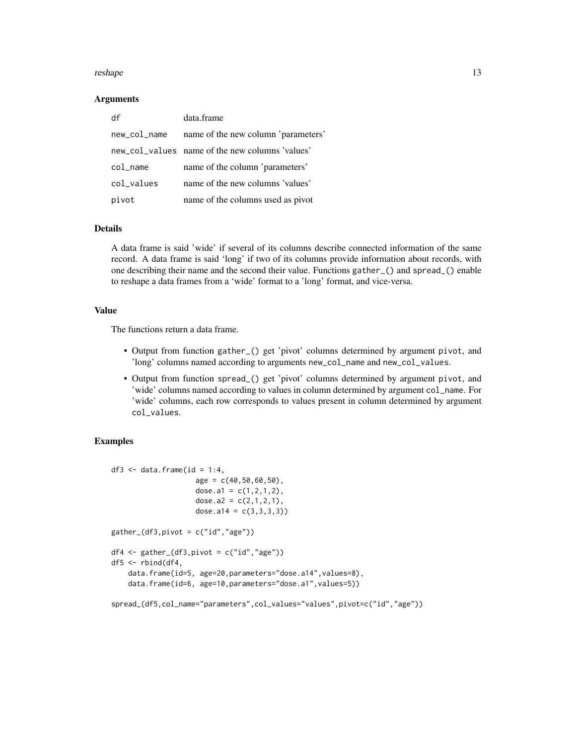### Arguments

| | |
|---|---|
| df | data.frame |
| new_col_name | name of the new column 'parameters' |
| new_col_values | name of the new columns 'values' |
| col_name | name of the column 'parameters' |
| col_values | name of the new columns 'values' |
| pivot | name of the columns used as pivot |

### Details

A data frame is said 'wide' if several of its columns describe connected information of the same record. A data frame is said 'long' if two of its columns provide information about records, with one describing their name and the second their value. Functions gather_() and spread_() enable to reshape a data frames from a 'wide' format to a 'long' format, and vice-versa.

### Value

The functions return a data frame.

- Output from function gather_() get 'pivot' columns determined by argument pivot, and 'long' columns named according to arguments new_col_name and new_col_values.
- Output from function spread_() get 'pivot' columns determined by argument pivot, and 'wide' columns named according to values in column determined by argument col_name. For 'wide' columns, each row corresponds to values present in column determined by argument col_values.

### Examples

```
df3 <- data.frame(id = 1:4,
                  age = c(40,50,60,50),
                  dose.a1 = c(1,2,1,2),
                  dose.a2 = c(2,1,2,1),
                  dose.a14 = c(3,3,3,3))

gather_(df3,pivot = c("id","age"))

df4 <- gather_(df3,pivot = c("id","age"))
df5 <- rbind(df4,
    data.frame(id=5, age=20,parameters="dose.a14",values=8),
    data.frame(id=6, age=10,parameters="dose.a1",values=5))

spread_(df5,col_name="parameters",col_values="values",pivot=c("id","age"))
```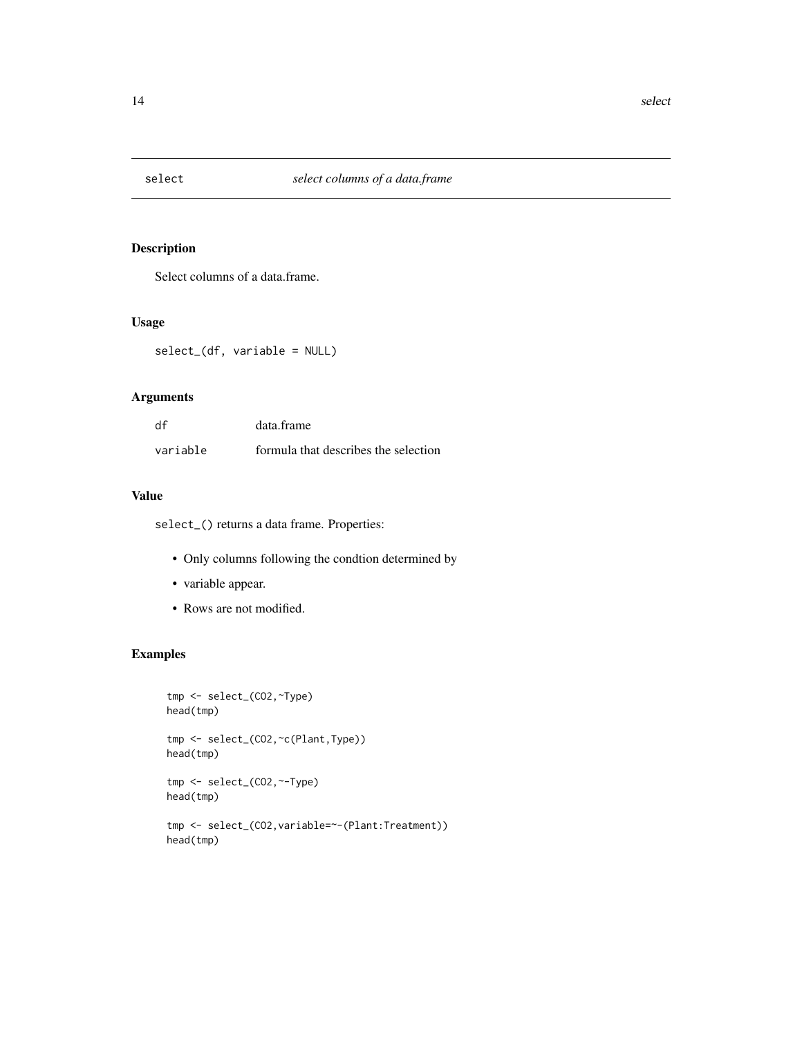# select — *select columns of a data.frame*

## Description

Select columns of a data.frame.

## Usage

```
select_(df, variable = NULL)
```

## Arguments

| | |
|---|---|
| `df` | data.frame |
| `variable` | formula that describes the selection |

## Value

`select_()` returns a data frame. Properties:

- Only columns following the condtion determined by
- variable appear.
- Rows are not modified.

## Examples

```
tmp <- select_(CO2,~Type)
head(tmp)

tmp <- select_(CO2,~c(Plant,Type))
head(tmp)

tmp <- select_(CO2,~-Type)
head(tmp)

tmp <- select_(CO2,variable=~-(Plant:Treatment))
head(tmp)
```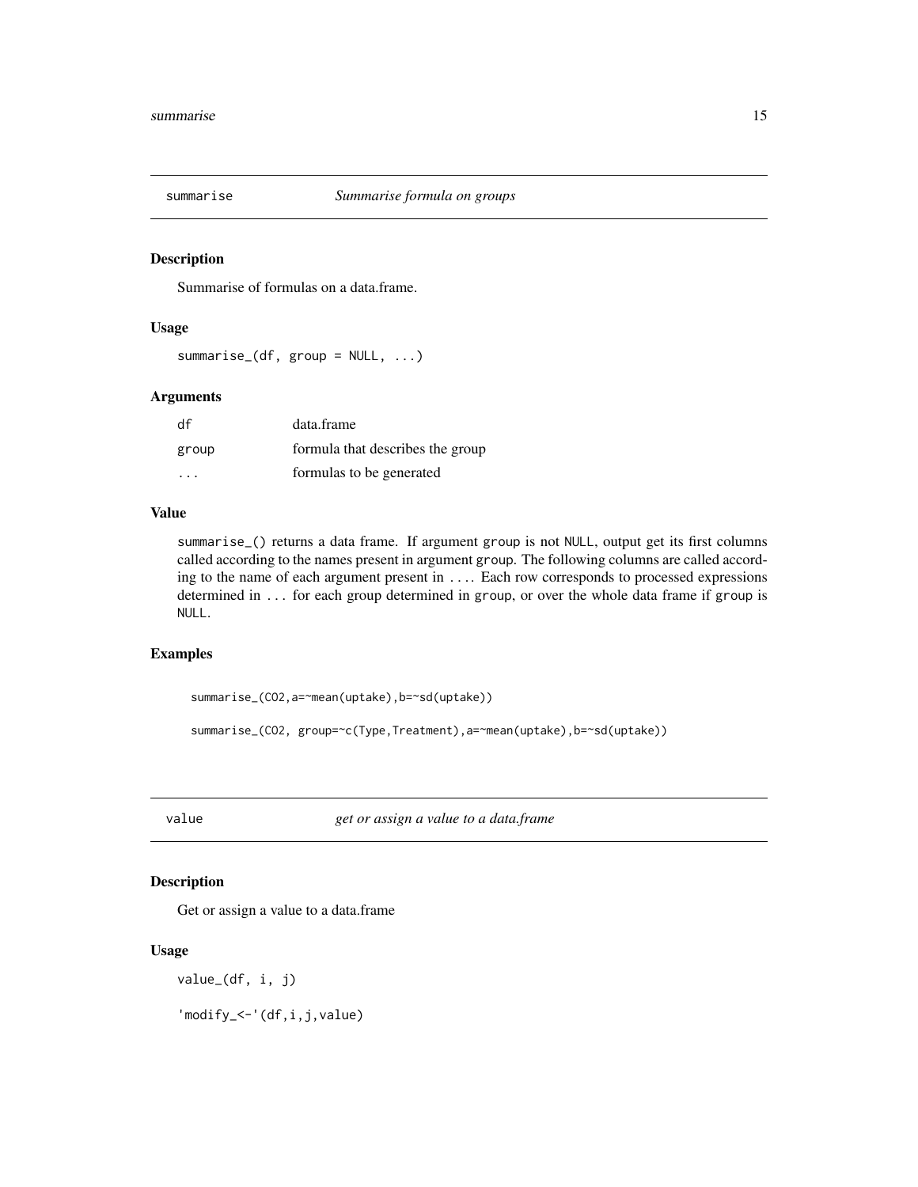## summarise *Summarise formula on groups*

### Description

Summarise of formulas on a data.frame.

### Usage

```
summarise_(df, group = NULL, ...)
```

### Arguments

| | |
|---|---|
| df | data.frame |
| group | formula that describes the group |
| ... | formulas to be generated |

### Value

summarise_() returns a data frame. If argument group is not NULL, output get its first columns called according to the names present in argument group. The following columns are called according to the name of each argument present in .... Each row corresponds to processed expressions determined in ... for each group determined in group, or over the whole data frame if group is NULL.

### Examples

```
summarise_(CO2,a=~mean(uptake),b=~sd(uptake))

summarise_(CO2, group=~c(Type,Treatment),a=~mean(uptake),b=~sd(uptake))
```

## value *get or assign a value to a data.frame*

### Description

Get or assign a value to a data.frame

### Usage

```
value_(df, i, j)

'modify_<-'(df,i,j,value)
```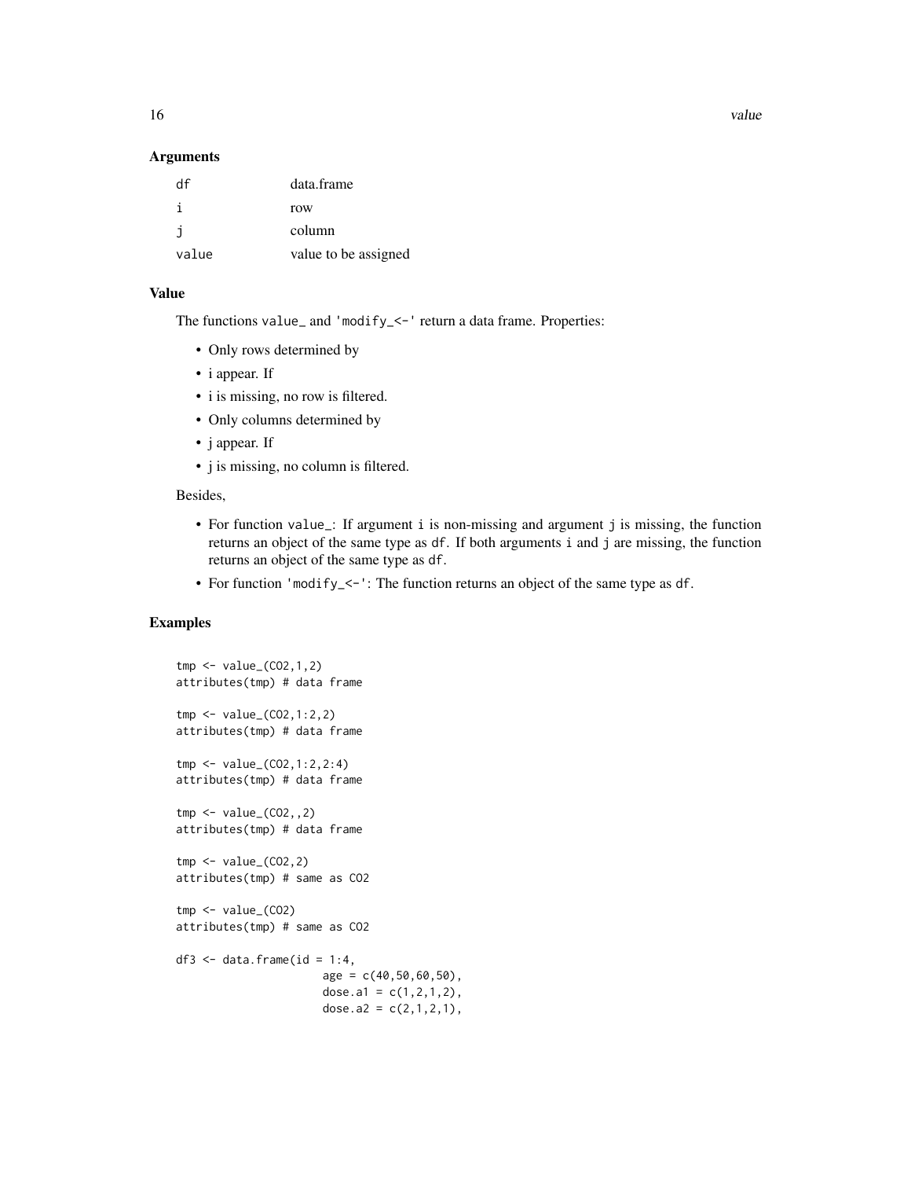### Arguments

| | |
|---|---|
| df | data.frame |
| i | row |
| j | column |
| value | value to be assigned |

### Value

The functions value_ and 'modify_<-' return a data frame. Properties:

- Only rows determined by
- i appear. If
- i is missing, no row is filtered.
- Only columns determined by
- j appear. If
- j is missing, no column is filtered.

Besides,

- For function value_: If argument i is non-missing and argument j is missing, the function returns an object of the same type as df. If both arguments i and j are missing, the function returns an object of the same type as df.
- For function 'modify_<-': The function returns an object of the same type as df.

### Examples

```
tmp <- value_(CO2,1,2)
attributes(tmp) # data frame

tmp <- value_(CO2,1:2,2)
attributes(tmp) # data frame

tmp <- value_(CO2,1:2,2:4)
attributes(tmp) # data frame

tmp <- value_(CO2,,2)
attributes(tmp) # data frame

tmp <- value_(CO2,2)
attributes(tmp) # same as CO2

tmp <- value_(CO2)
attributes(tmp) # same as CO2

df3 <- data.frame(id = 1:4,
                      age = c(40,50,60,50),
                      dose.a1 = c(1,2,1,2),
                      dose.a2 = c(2,1,2,1),
```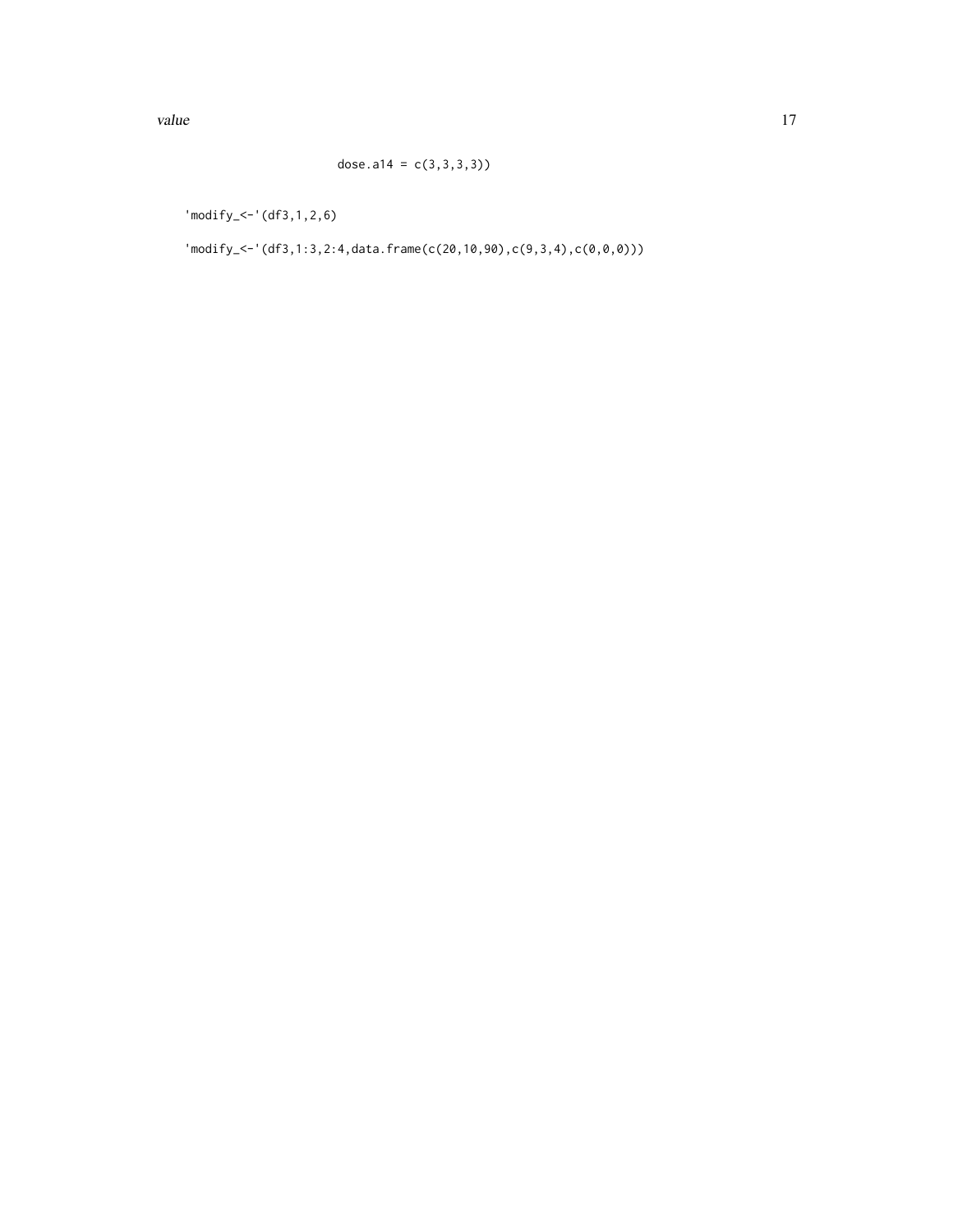```
                   dose.a14 = c(3,3,3,3))

'modify_<-'(df3,1,2,6)

'modify_<-'(df3,1:3,2:4,data.frame(c(20,10,90),c(9,3,4),c(0,0,0)))
```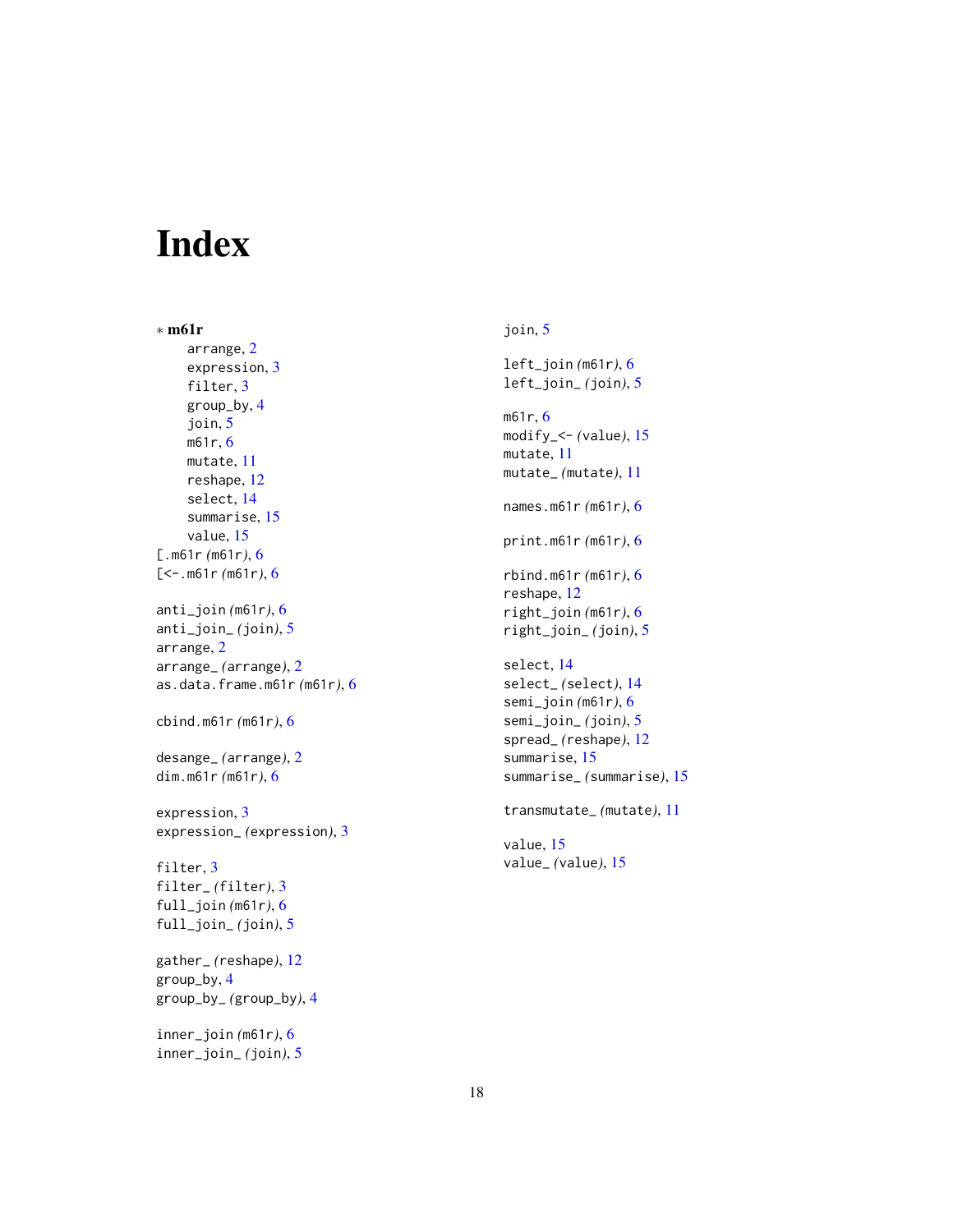# Index

* **m61r**
  - arrange, 2
  - expression, 3
  - filter, 3
  - group_by, 4
  - join, 5
  - m61r, 6
  - mutate, 11
  - reshape, 12
  - select, 14
  - summarise, 15
  - value, 15

[.m61r *(m61r)*, 6
[<-.m61r *(m61r)*, 6

anti_join *(m61r)*, 6
anti_join_ *(join)*, 5
arrange, 2
arrange_ *(arrange)*, 2
as.data.frame.m61r *(m61r)*, 6

cbind.m61r *(m61r)*, 6

desange_ *(arrange)*, 2
dim.m61r *(m61r)*, 6

expression, 3
expression_ *(expression)*, 3

filter, 3
filter_ *(filter)*, 3
full_join *(m61r)*, 6
full_join_ *(join)*, 5

gather_ *(reshape)*, 12
group_by, 4
group_by_ *(group_by)*, 4

inner_join *(m61r)*, 6
inner_join_ *(join)*, 5

join, 5

left_join *(m61r)*, 6
left_join_ *(join)*, 5

m61r, 6
modify_<- *(value)*, 15
mutate, 11
mutate_ *(mutate)*, 11

names.m61r *(m61r)*, 6

print.m61r *(m61r)*, 6

rbind.m61r *(m61r)*, 6
reshape, 12
right_join *(m61r)*, 6
right_join_ *(join)*, 5

select, 14
select_ *(select)*, 14
semi_join *(m61r)*, 6
semi_join_ *(join)*, 5
spread_ *(reshape)*, 12
summarise, 15
summarise_ *(summarise)*, 15

transmutate_ *(mutate)*, 11

value, 15
value_ *(value)*, 15